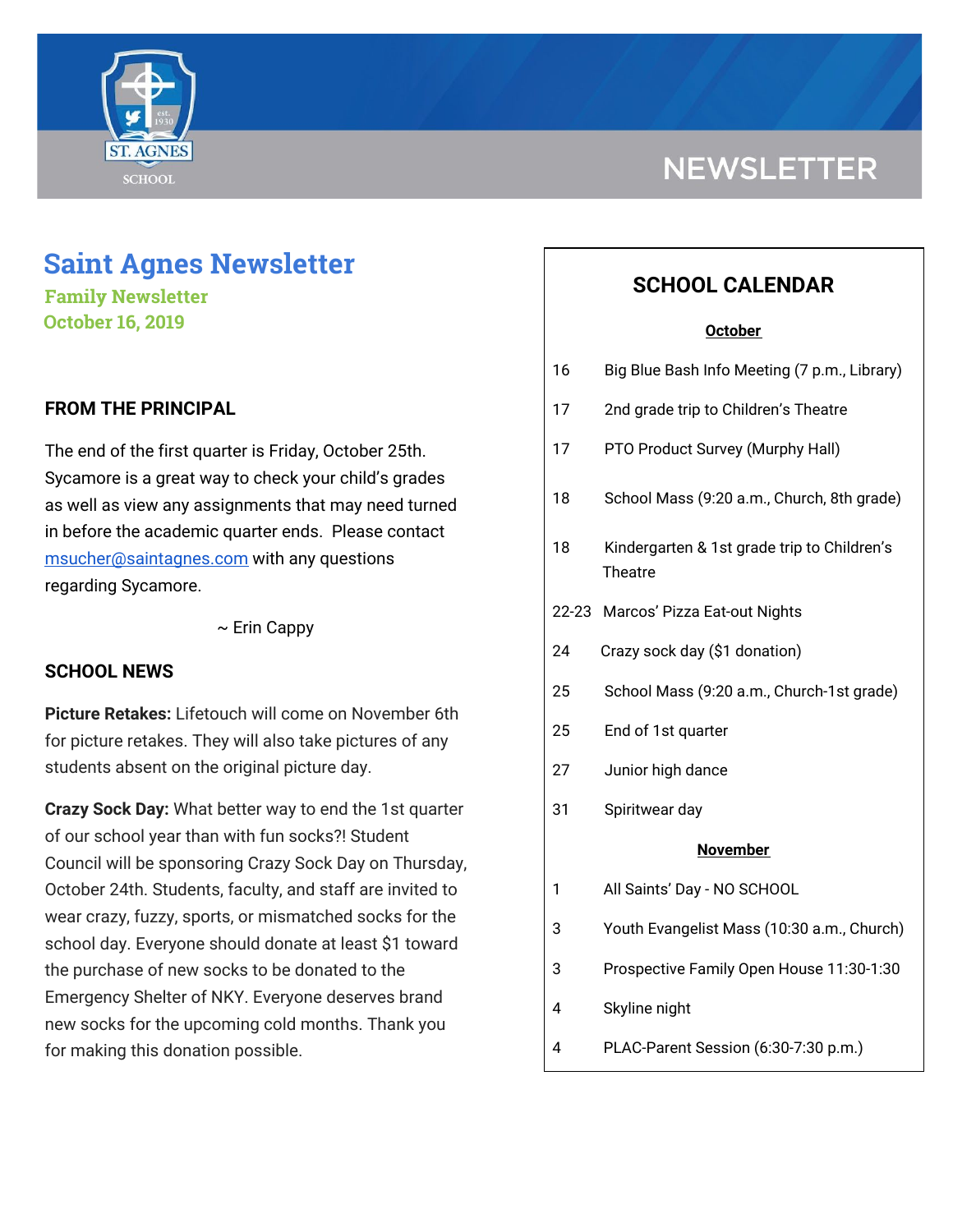NEWSLETTER

# Saint Agnes Newsletter

**Family Newsletter**
**October 16, 2019**

## FROM THE PRINCIPAL

The end of the first quarter is Friday, October 25th. Sycamore is a great way to check your child's grades as well as view any assignments that may need turned in before the academic quarter ends. Please contact msucher@saintagnes.com with any questions regarding Sycamore.

~ Erin Cappy

## SCHOOL NEWS

**Picture Retakes:** Lifetouch will come on November 6th for picture retakes. They will also take pictures of any students absent on the original picture day.

**Crazy Sock Day:** What better way to end the 1st quarter of our school year than with fun socks?! Student Council will be sponsoring Crazy Sock Day on Thursday, October 24th. Students, faculty, and staff are invited to wear crazy, fuzzy, sports, or mismatched socks for the school day. Everyone should donate at least $1 toward the purchase of new socks to be donated to the Emergency Shelter of NKY. Everyone deserves brand new socks for the upcoming cold months. Thank you for making this donation possible.

## SCHOOL CALENDAR

**October**

| | |
|---|---|
| 16 | Big Blue Bash Info Meeting (7 p.m., Library) |
| 17 | 2nd grade trip to Children's Theatre |
| 17 | PTO Product Survey (Murphy Hall) |
| 18 | School Mass (9:20 a.m., Church, 8th grade) |
| 18 | Kindergarten & 1st grade trip to Children's Theatre |
| 22-23 | Marcos' Pizza Eat-out Nights |
| 24 | Crazy sock day ($1 donation) |
| 25 | School Mass (9:20 a.m., Church-1st grade) |
| 25 | End of 1st quarter |
| 27 | Junior high dance |
| 31 | Spiritwear day |

**November**

| | |
|---|---|
| 1 | All Saints' Day - NO SCHOOL |
| 3 | Youth Evangelist Mass (10:30 a.m., Church) |
| 3 | Prospective Family Open House 11:30-1:30 |
| 4 | Skyline night |
| 4 | PLAC-Parent Session (6:30-7:30 p.m.) |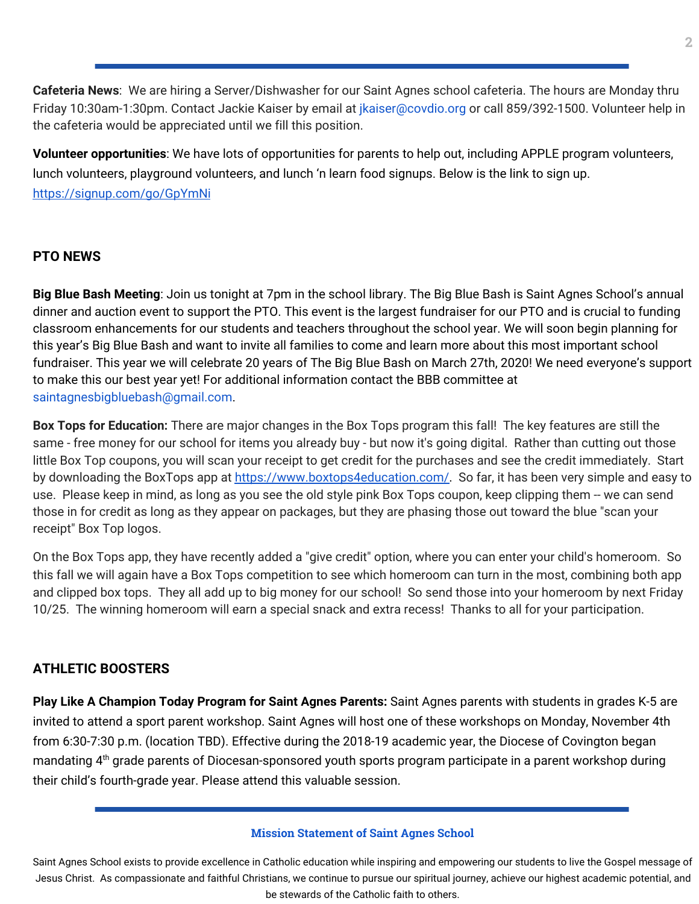**Cafeteria News**: We are hiring a Server/Dishwasher for our Saint Agnes school cafeteria. The hours are Monday thru Friday 10:30am-1:30pm. Contact Jackie Kaiser by email at jkaiser@covdio.org or call 859/392-1500. Volunteer help in the cafeteria would be appreciated until we fill this position.

**Volunteer opportunities**: We have lots of opportunities for parents to help out, including APPLE program volunteers, lunch volunteers, playground volunteers, and lunch 'n learn food signups. Below is the link to sign up. https://signup.com/go/GpYmNi

## PTO NEWS

**Big Blue Bash Meeting**: Join us tonight at 7pm in the school library. The Big Blue Bash is Saint Agnes School's annual dinner and auction event to support the PTO. This event is the largest fundraiser for our PTO and is crucial to funding classroom enhancements for our students and teachers throughout the school year. We will soon begin planning for this year's Big Blue Bash and want to invite all families to come and learn more about this most important school fundraiser. This year we will celebrate 20 years of The Big Blue Bash on March 27th, 2020! We need everyone's support to make this our best year yet! For additional information contact the BBB committee at saintagnesbigbluebash@gmail.com.

**Box Tops for Education:** There are major changes in the Box Tops program this fall! The key features are still the same - free money for our school for items you already buy - but now it's going digital. Rather than cutting out those little Box Top coupons, you will scan your receipt to get credit for the purchases and see the credit immediately. Start by downloading the BoxTops app at https://www.boxtops4education.com/. So far, it has been very simple and easy to use. Please keep in mind, as long as you see the old style pink Box Tops coupon, keep clipping them -- we can send those in for credit as long as they appear on packages, but they are phasing those out toward the blue "scan your receipt" Box Top logos.

On the Box Tops app, they have recently added a "give credit" option, where you can enter your child's homeroom. So this fall we will again have a Box Tops competition to see which homeroom can turn in the most, combining both app and clipped box tops. They all add up to big money for our school! So send those into your homeroom by next Friday 10/25. The winning homeroom will earn a special snack and extra recess! Thanks to all for your participation.

## ATHLETIC BOOSTERS

**Play Like A Champion Today Program for Saint Agnes Parents:** Saint Agnes parents with students in grades K-5 are invited to attend a sport parent workshop. Saint Agnes will host one of these workshops on Monday, November 4th from 6:30-7:30 p.m. (location TBD). Effective during the 2018-19 academic year, the Diocese of Covington began mandating 4th grade parents of Diocesan-sponsored youth sports program participate in a parent workshop during their child's fourth-grade year. Please attend this valuable session.

**Mission Statement of Saint Agnes School**

Saint Agnes School exists to provide excellence in Catholic education while inspiring and empowering our students to live the Gospel message of Jesus Christ. As compassionate and faithful Christians, we continue to pursue our spiritual journey, achieve our highest academic potential, and be stewards of the Catholic faith to others.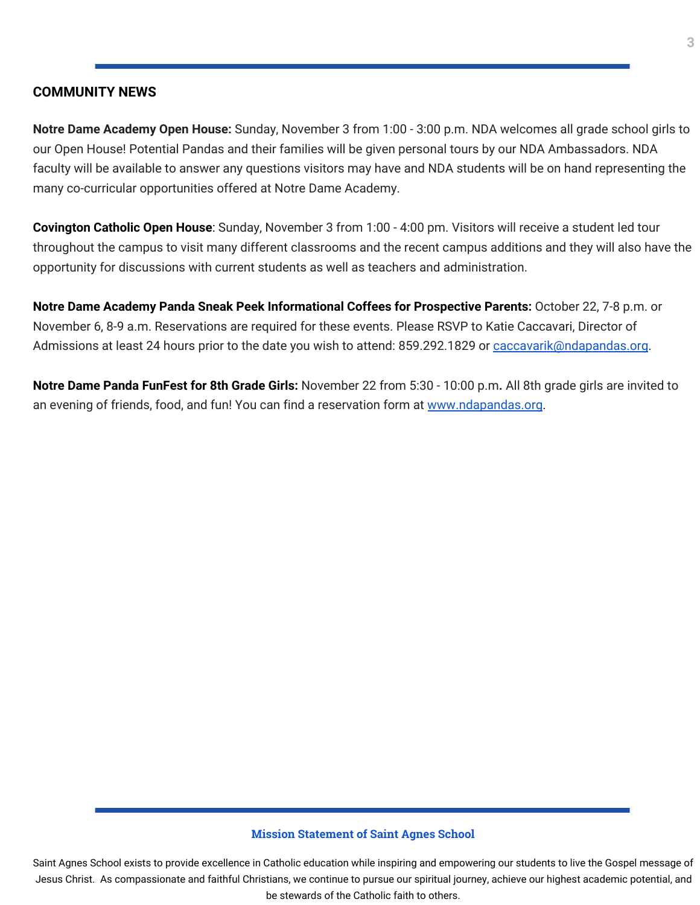## COMMUNITY NEWS

**Notre Dame Academy Open House:** Sunday, November 3 from 1:00 - 3:00 p.m. NDA welcomes all grade school girls to our Open House! Potential Pandas and their families will be given personal tours by our NDA Ambassadors. NDA faculty will be available to answer any questions visitors may have and NDA students will be on hand representing the many co-curricular opportunities offered at Notre Dame Academy.

**Covington Catholic Open House**: Sunday, November 3 from 1:00 - 4:00 pm. Visitors will receive a student led tour throughout the campus to visit many different classrooms and the recent campus additions and they will also have the opportunity for discussions with current students as well as teachers and administration.

**Notre Dame Academy Panda Sneak Peek Informational Coffees for Prospective Parents:** October 22, 7-8 p.m. or November 6, 8-9 a.m. Reservations are required for these events. Please RSVP to Katie Caccavari, Director of Admissions at least 24 hours prior to the date you wish to attend: 859.292.1829 or caccavarik@ndapandas.org.

**Notre Dame Panda FunFest for 8th Grade Girls:** November 22 from 5:30 - 10:00 p.m**.** All 8th grade girls are invited to an evening of friends, food, and fun! You can find a reservation form at www.ndapandas.org.

**Mission Statement of Saint Agnes School**

Saint Agnes School exists to provide excellence in Catholic education while inspiring and empowering our students to live the Gospel message of Jesus Christ. As compassionate and faithful Christians, we continue to pursue our spiritual journey, achieve our highest academic potential, and be stewards of the Catholic faith to others.